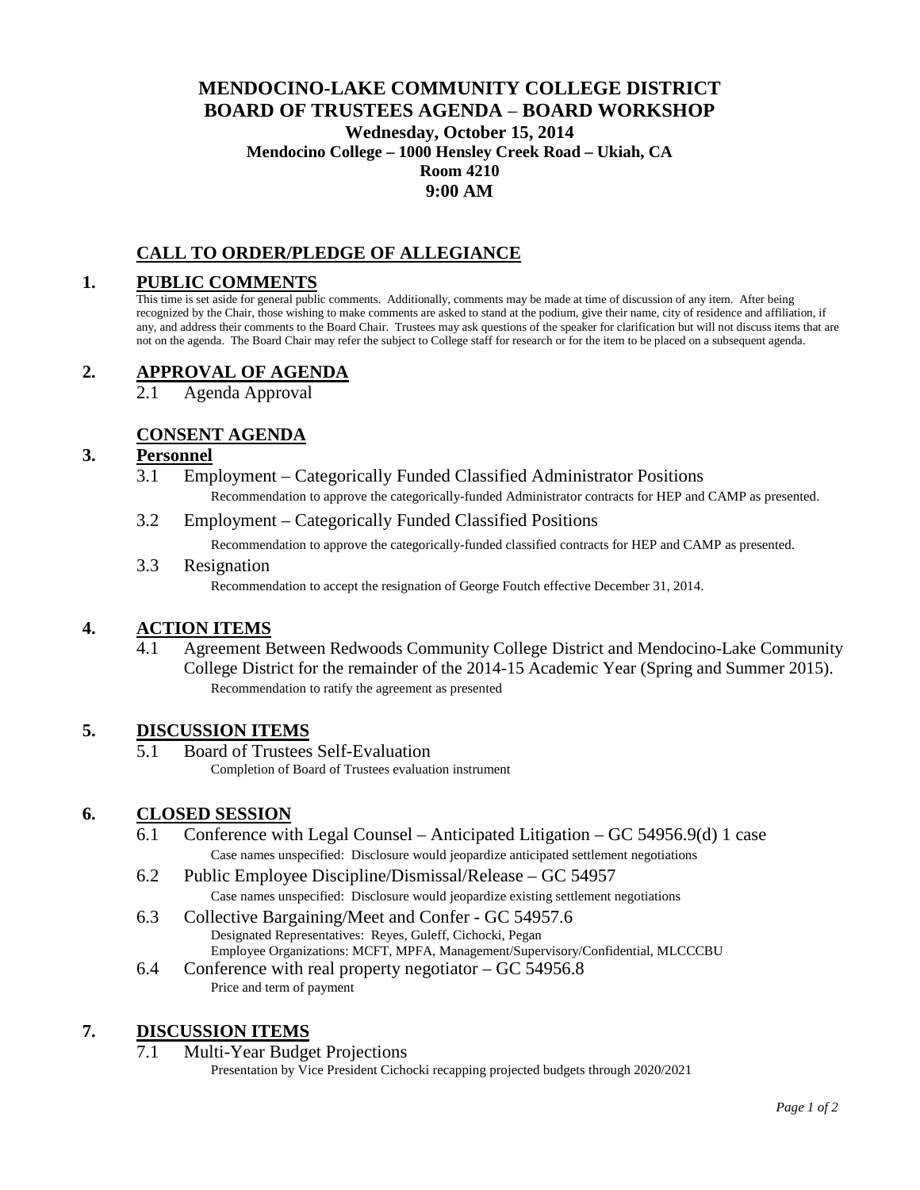# MENDOCINO-LAKE COMMUNITY COLLEGE DISTRICT
## BOARD OF TRUSTEES AGENDA – BOARD WORKSHOP

**Wednesday, October 15, 2014**
**Mendocino College – 1000 Hensley Creek Road – Ukiah, CA**
**Room 4210**
**9:00 AM**

## CALL TO ORDER/PLEDGE OF ALLEGIANCE

## 1. PUBLIC COMMENTS

This time is set aside for general public comments. Additionally, comments may be made at time of discussion of any item. After being recognized by the Chair, those wishing to make comments are asked to stand at the podium, give their name, city of residence and affiliation, if any, and address their comments to the Board Chair. Trustees may ask questions of the speaker for clarification but will not discuss items that are not on the agenda. The Board Chair may refer the subject to College staff for research or for the item to be placed on a subsequent agenda.

## 2. APPROVAL OF AGENDA

2.1 Agenda Approval

## CONSENT AGENDA

## 3. Personnel

3.1 Employment – Categorically Funded Classified Administrator Positions
Recommendation to approve the categorically-funded Administrator contracts for HEP and CAMP as presented.

3.2 Employment – Categorically Funded Classified Positions
Recommendation to approve the categorically-funded classified contracts for HEP and CAMP as presented.

3.3 Resignation
Recommendation to accept the resignation of George Foutch effective December 31, 2014.

## 4. ACTION ITEMS

4.1 Agreement Between Redwoods Community College District and Mendocino-Lake Community College District for the remainder of the 2014-15 Academic Year (Spring and Summer 2015).
Recommendation to ratify the agreement as presented

## 5. DISCUSSION ITEMS

5.1 Board of Trustees Self-Evaluation
Completion of Board of Trustees evaluation instrument

## 6. CLOSED SESSION

6.1 Conference with Legal Counsel – Anticipated Litigation – GC 54956.9(d) 1 case
Case names unspecified: Disclosure would jeopardize anticipated settlement negotiations

6.2 Public Employee Discipline/Dismissal/Release – GC 54957
Case names unspecified: Disclosure would jeopardize existing settlement negotiations

6.3 Collective Bargaining/Meet and Confer - GC 54957.6
Designated Representatives: Reyes, Guleff, Cichocki, Pegan
Employee Organizations: MCFT, MPFA, Management/Supervisory/Confidential, MLCCCBU

6.4 Conference with real property negotiator – GC 54956.8
Price and term of payment

## 7. DISCUSSION ITEMS

7.1 Multi-Year Budget Projections
Presentation by Vice President Cichocki recapping projected budgets through 2020/2021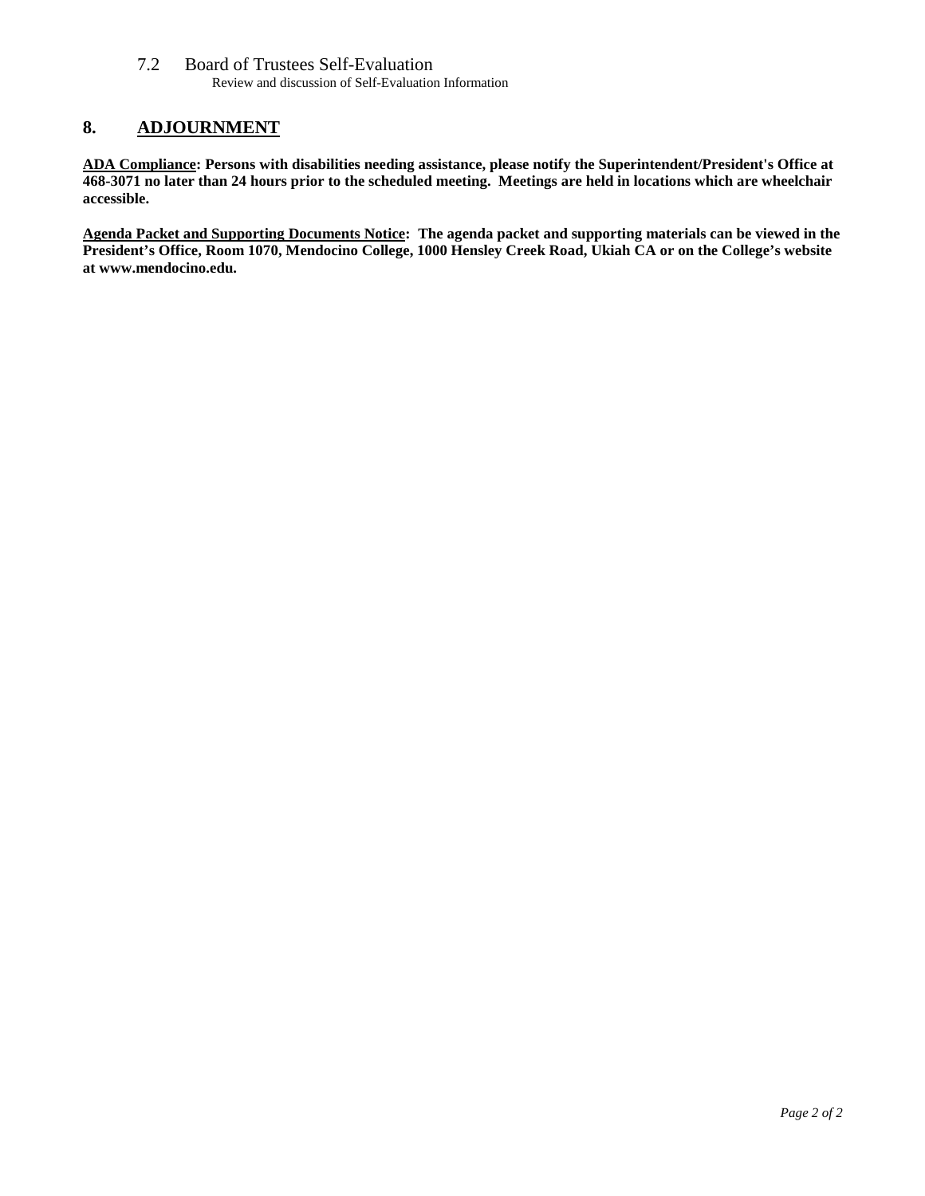7.2 Board of Trustees Self-Evaluation

Review and discussion of Self-Evaluation Information

## 8. ADJOURNMENT

**ADA Compliance: Persons with disabilities needing assistance, please notify the Superintendent/President's Office at 468-3071 no later than 24 hours prior to the scheduled meeting. Meetings are held in locations which are wheelchair accessible.**

**Agenda Packet and Supporting Documents Notice: The agenda packet and supporting materials can be viewed in the President's Office, Room 1070, Mendocino College, 1000 Hensley Creek Road, Ukiah CA or on the College's website at www.mendocino.edu.**